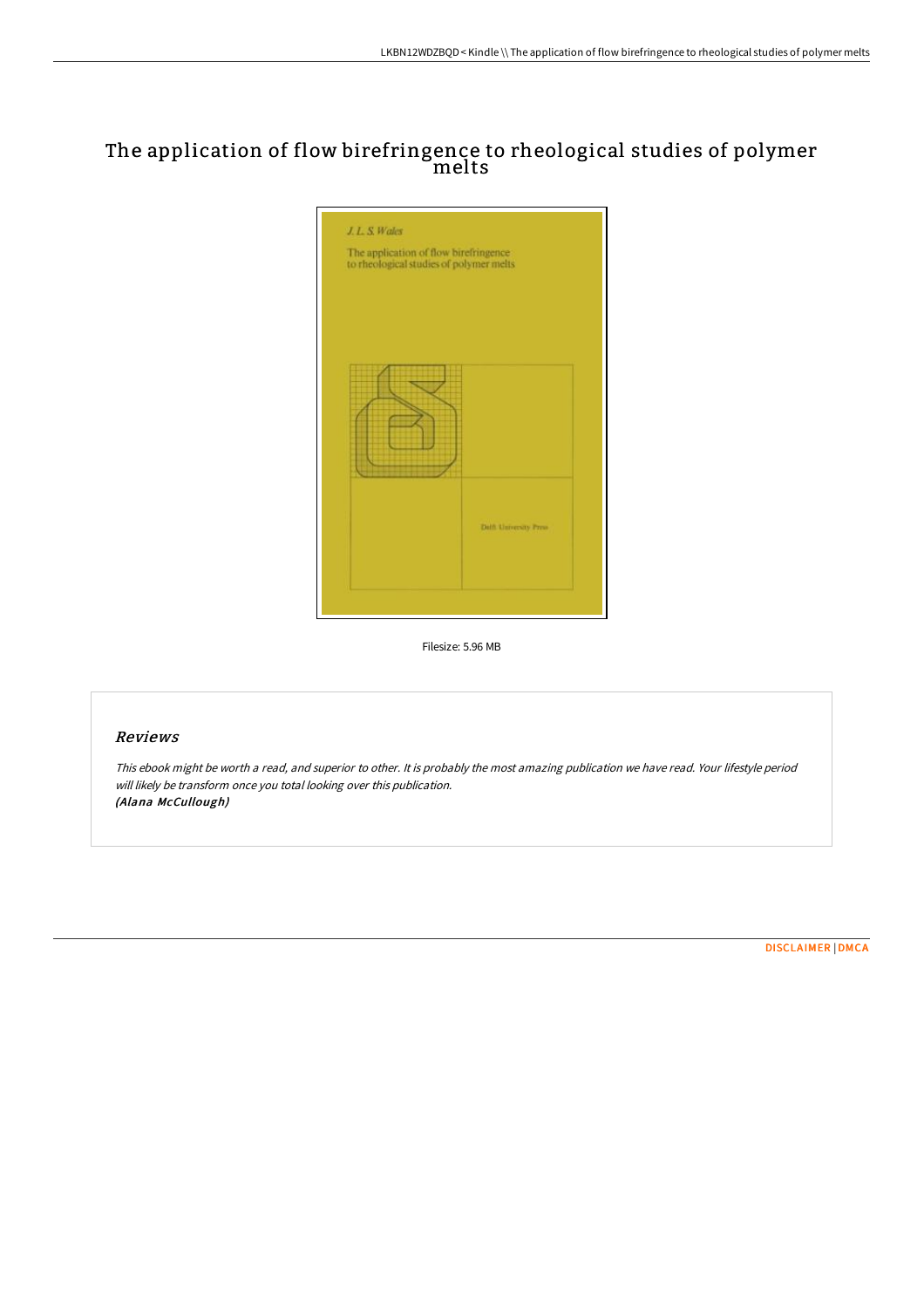# The application of flow birefringence to rheological studies of polymer melts

Filesize: 5.96 MB

## Reviews

*This ebook might be worth a read, and superior to other. It is probably the most amazing publication we have read. Your lifestyle period will likely be transform once you total looking over this publication.*
***(Alana McCullough)***

DISCLAIMER | DMCA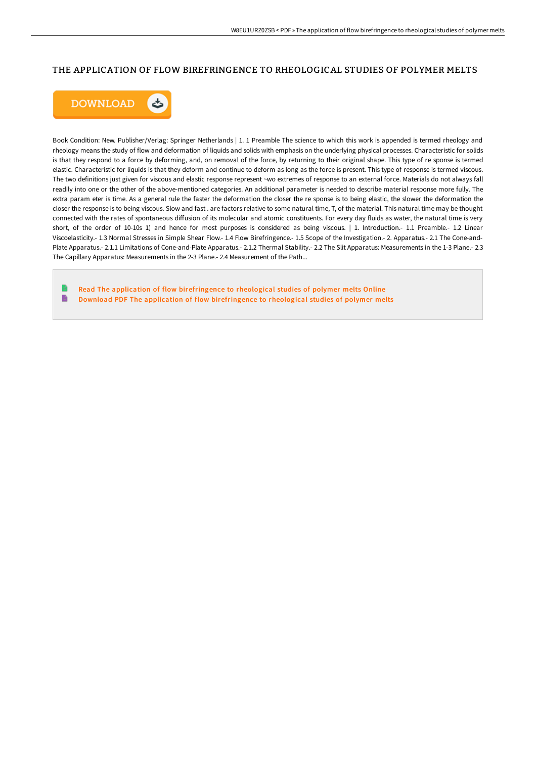# THE APPLICATION OF FLOW BIREFRINGENCE TO RHEOLOGICAL STUDIES OF POLYMER MELTS

Book Condition: New. Publisher/Verlag: Springer Netherlands | 1. 1 Preamble The science to which this work is appended is termed rheology and rheology means the study of flow and deformation of liquids and solids with emphasis on the underlying physical processes. Characteristic for solids is that they respond to a force by deforming, and, on removal of the force, by returning to their original shape. This type of re sponse is termed elastic. Characteristic for liquids is that they deform and continue to deform as long as the force is present. This type of response is termed viscous. The two definitions just given for viscous and elastic response represent ~wo extremes of response to an external force. Materials do not always fall readily into one or the other of the above-mentioned categories. An additional parameter is needed to describe material response more fully. The extra param eter is time. As a general rule the faster the deformation the closer the re sponse is to being elastic, the slower the deformation the closer the response is to being viscous. Slow and fast . are factors relative to some natural time, T, of the material. This natural time may be thought connected with the rates of spontaneous diffusion of its molecular and atomic constituents. For every day fluids as water, the natural time is very short, of the order of 10-10s 1) and hence for most purposes is considered as being viscous. | 1. Introduction.- 1.1 Preamble.- 1.2 Linear Viscoelasticity.- 1.3 Normal Stresses in Simple Shear Flow.- 1.4 Flow Birefringence.- 1.5 Scope of the Investigation.- 2. Apparatus.- 2.1 The Cone-and-Plate Apparatus.- 2.1.1 Limitations of Cone-and-Plate Apparatus.- 2.1.2 Thermal Stability.- 2.2 The Slit Apparatus: Measurements in the 1-3 Plane.- 2.3 The Capillary Apparatus: Measurements in the 2-3 Plane.- 2.4 Measurement of the Path...

Read The application of flow birefringence to rheological studies of polymer melts Online

Download PDF The application of flow birefringence to rheological studies of polymer melts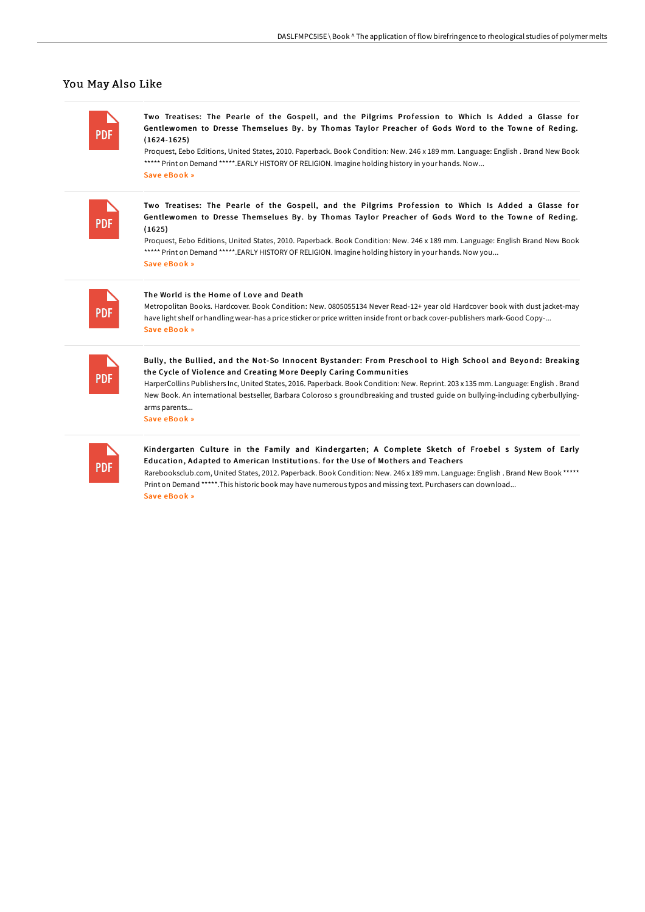## You May Also Like

**Two Treatises: The Pearle of the Gospell, and the Pilgrims Profession to Which Is Added a Glasse for Gentlewomen to Dresse Themselues By. by Thomas Taylor Preacher of Gods Word to the Towne of Reding. (1624-1625)**

Proquest, Eebo Editions, United States, 2010. Paperback. Book Condition: New. 246 x 189 mm. Language: English . Brand New Book ***** Print on Demand *****.EARLY HISTORY OF RELIGION. Imagine holding history in your hands. Now...

Save eBook »

**Two Treatises: The Pearle of the Gospell, and the Pilgrims Profession to Which Is Added a Glasse for Gentlewomen to Dresse Themselues By. by Thomas Taylor Preacher of Gods Word to the Towne of Reding. (1625)**

Proquest, Eebo Editions, United States, 2010. Paperback. Book Condition: New. 246 x 189 mm. Language: English Brand New Book ***** Print on Demand *****.EARLY HISTORY OF RELIGION. Imagine holding history in your hands. Now you...

Save eBook »

**The World is the Home of Love and Death**

Metropolitan Books. Hardcover. Book Condition: New. 0805055134 Never Read-12+ year old Hardcover book with dust jacket-may have light shelf or handling wear-has a price sticker or price written inside front or back cover-publishers mark-Good Copy-...

Save eBook »

**Bully, the Bullied, and the Not-So Innocent Bystander: From Preschool to High School and Beyond: Breaking the Cycle of Violence and Creating More Deeply Caring Communities**

HarperCollins Publishers Inc, United States, 2016. Paperback. Book Condition: New. Reprint. 203 x 135 mm. Language: English . Brand New Book. An international bestseller, Barbara Coloroso s groundbreaking and trusted guide on bullying-including cyberbullying-arms parents...

Save eBook »

**Kindergarten Culture in the Family and Kindergarten; A Complete Sketch of Froebel s System of Early Education, Adapted to American Institutions. for the Use of Mothers and Teachers**

Rarebooksclub.com, United States, 2012. Paperback. Book Condition: New. 246 x 189 mm. Language: English . Brand New Book ***** Print on Demand *****.This historic book may have numerous typos and missing text. Purchasers can download...

Save eBook »